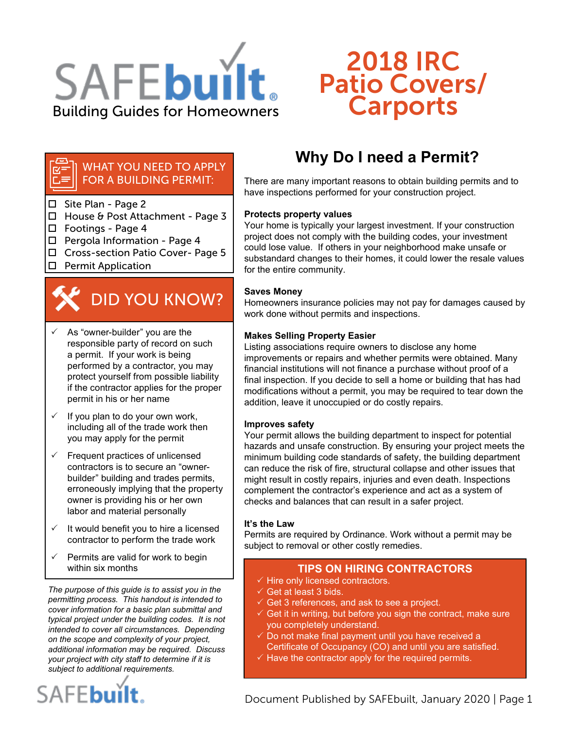# SAFEbuilt

Building Guides for Homeowners

# 2018 IRC Patio Covers/ Carports

## WHAT YOU NEED TO APPLY FOR A BUILDING PERMIT:

- ☐ Site Plan - Page 2
- ☐ House & Post Attachment - Page 3
- ☐ Footings - Page 4
- ☐ Pergola Information - Page 4
- ☐ Cross-section Patio Cover- Page 5
- ☐ Permit Application

## DID YOU KNOW?

- ✓ As "owner-builder" you are the responsible party of record on such a permit. If your work is being performed by a contractor, you may protect yourself from possible liability if the contractor applies for the proper permit in his or her name
- ✓ If you plan to do your own work, including all of the trade work then you may apply for the permit
- ✓ Frequent practices of unlicensed contractors is to secure an "owner-builder" building and trades permits, erroneously implying that the property owner is providing his or her own labor and material personally
- ✓ It would benefit you to hire a licensed contractor to perform the trade work
- ✓ Permits are valid for work to begin within six months

*The purpose of this guide is to assist you in the permitting process. This handout is intended to cover information for a basic plan submittal and typical project under the building codes. It is not intended to cover all circumstances. Depending on the scope and complexity of your project, additional information may be required. Discuss your project with city staff to determine if it is subject to additional requirements.*

## Why Do I need a Permit?

There are many important reasons to obtain building permits and to have inspections performed for your construction project.

**Protects property values**
Your home is typically your largest investment. If your construction project does not comply with the building codes, your investment could lose value. If others in your neighborhood make unsafe or substandard changes to their homes, it could lower the resale values for the entire community.

**Saves Money**
Homeowners insurance policies may not pay for damages caused by work done without permits and inspections.

**Makes Selling Property Easier**
Listing associations require owners to disclose any home improvements or repairs and whether permits were obtained. Many financial institutions will not finance a purchase without proof of a final inspection. If you decide to sell a home or building that has had modifications without a permit, you may be required to tear down the addition, leave it unoccupied or do costly repairs.

**Improves safety**
Your permit allows the building department to inspect for potential hazards and unsafe construction. By ensuring your project meets the minimum building code standards of safety, the building department can reduce the risk of fire, structural collapse and other issues that might result in costly repairs, injuries and even death. Inspections complement the contractor's experience and act as a system of checks and balances that can result in a safer project.

**It's the Law**
Permits are required by Ordinance. Work without a permit may be subject to removal or other costly remedies.

### TIPS ON HIRING CONTRACTORS

- ✓ Hire only licensed contractors.
- ✓ Get at least 3 bids.
- ✓ Get 3 references, and ask to see a project.
- ✓ Get it in writing, but before you sign the contract, make sure you completely understand.
- ✓ Do not make final payment until you have received a Certificate of Occupancy (CO) and until you are satisfied.
- ✓ Have the contractor apply for the required permits.

Document Published by SAFEbuilt, January 2020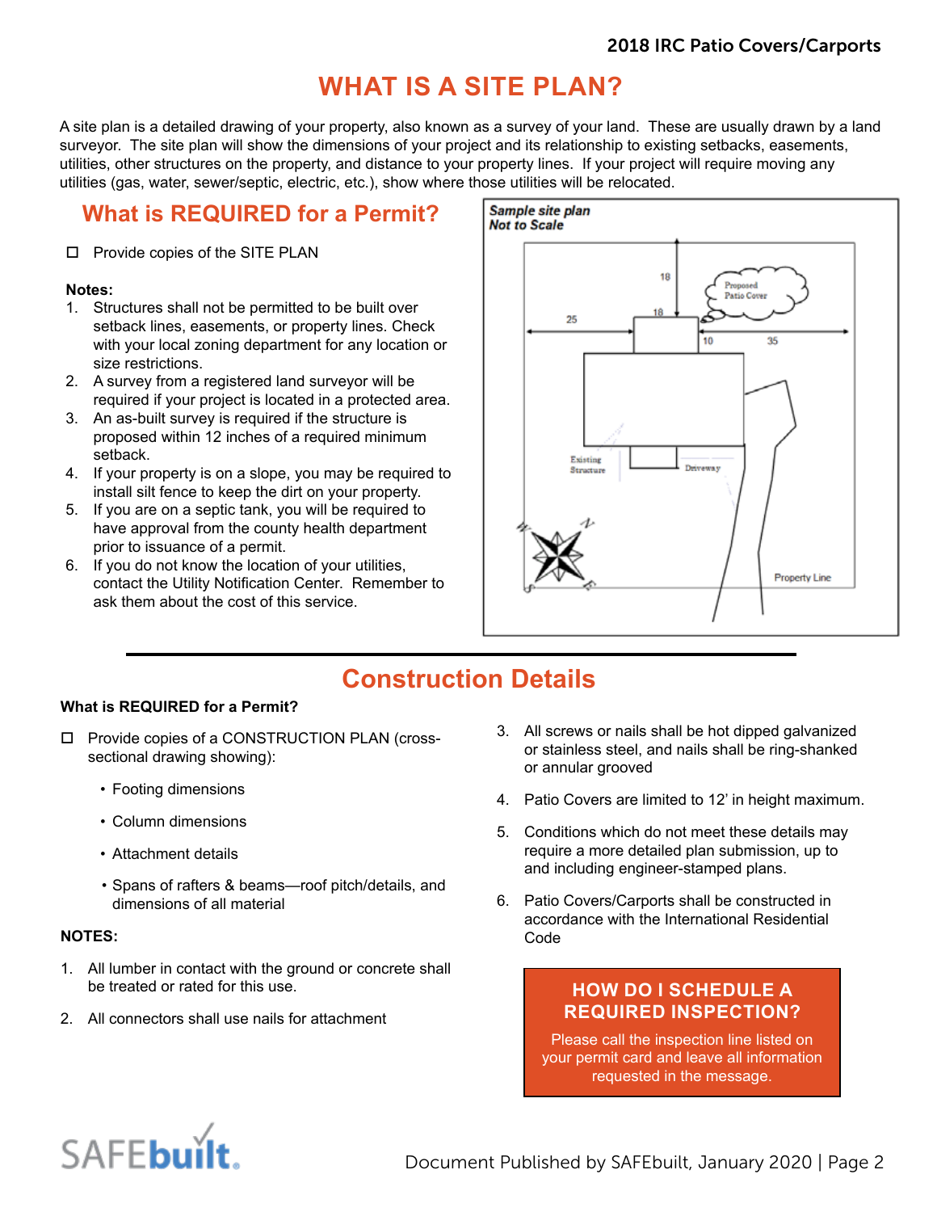# WHAT IS A SITE PLAN?

A site plan is a detailed drawing of your property, also known as a survey of your land. These are usually drawn by a land surveyor. The site plan will show the dimensions of your project and its relationship to existing setbacks, easements, utilities, other structures on the property, and distance to your property lines. If your project will require moving any utilities (gas, water, sewer/septic, electric, etc.), show where those utilities will be relocated.

## What is REQUIRED for a Permit?

- ☐ Provide copies of the SITE PLAN

**Notes:**

1. Structures shall not be permitted to be built over setback lines, easements, or property lines. Check with your local zoning department for any location or size restrictions.
2. A survey from a registered land surveyor will be required if your project is located in a protected area.
3. An as-built survey is required if the structure is proposed within 12 inches of a required minimum setback.
4. If your property is on a slope, you may be required to install silt fence to keep the dirt on your property.
5. If you are on a septic tank, you will be required to have approval from the county health department prior to issuance of a permit.
6. If you do not know the location of your utilities, contact the Utility Notification Center. Remember to ask them about the cost of this service.

***Sample site plan***
***Not to Scale***

18 | 18 | 25 | 10 | 35 | Proposed Patio Cover | Existing Structure | Driveway | Property Line | W | N | S | E

## Construction Details

**What is REQUIRED for a Permit?**

- ☐ Provide copies of a CONSTRUCTION PLAN (cross-sectional drawing showing):
  - Footing dimensions
  - Column dimensions
  - Attachment details
  - Spans of rafters & beams—roof pitch/details, and dimensions of all material

**NOTES:**

1. All lumber in contact with the ground or concrete shall be treated or rated for this use.
2. All connectors shall use nails for attachment
3. All screws or nails shall be hot dipped galvanized or stainless steel, and nails shall be ring-shanked or annular grooved
4. Patio Covers are limited to 12' in height maximum.
5. Conditions which do not meet these details may require a more detailed plan submission, up to and including engineer-stamped plans.
6. Patio Covers/Carports shall be constructed in accordance with the International Residential Code

**HOW DO I SCHEDULE A REQUIRED INSPECTION?**

Please call the inspection line listed on your permit card and leave all information requested in the message.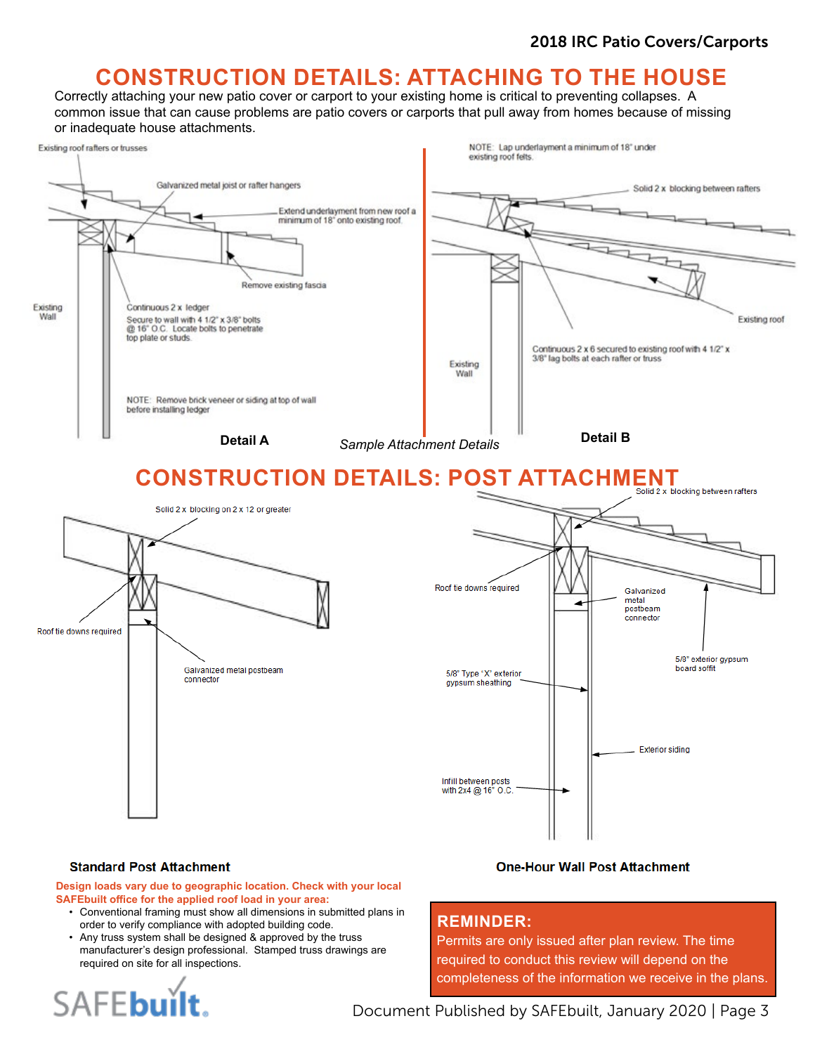# CONSTRUCTION DETAILS: ATTACHING TO THE HOUSE

Correctly attaching your new patio cover or carport to your existing home is critical to preventing collapses. A common issue that can cause problems are patio covers or carports that pull away from homes because of missing or inadequate house attachments.

Existing roof rafters or trusses

Galvanized metal joist or rafter hangers

Extend underlayment from new roof a minimum of 18" onto existing roof.

Remove existing fascia

Existing Wall

Continuous 2 x ledger

Secure to wall with 4 1/2" x 3/8" bolts @ 16" O.C. Locate bolts to penetrate top plate or studs.

NOTE: Remove brick veneer or siding at top of wall before installing ledger

**Detail A**

NOTE: Lap underlayment a minimum of 18" under existing roof felts.

Solid 2 x blocking between rafters

Existing roof

Continuous 2 x 6 secured to existing roof with 4 1/2" x 3/8" lag bolts at each rafter or truss

Existing Wall

**Detail B**

*Sample Attachment Details*

# CONSTRUCTION DETAILS: POST ATTACHMENT

Solid 2 x blocking on 2 x 12 or greater

Roof tie downs required

Galvanized metal postbeam connector

**Standard Post Attachment**

Solid 2 x blocking between rafters

Roof tie downs required

Galvanized metal postbeam connector

5/8" exterior gypsum board soffit

5/8" Type "X" exterior gypsum sheathing

Exterior siding

Infill between posts with 2x4 @ 16" O.C.

**One-Hour Wall Post Attachment**

**Design loads vary due to geographic location. Check with your local SAFEbuilt office for the applied roof load in your area:**

- Conventional framing must show all dimensions in submitted plans in order to verify compliance with adopted building code.
- Any truss system shall be designed & approved by the truss manufacturer's design professional. Stamped truss drawings are required on site for all inspections.

**REMINDER:**

Permits are only issued after plan review. The time required to conduct this review will depend on the completeness of the information we receive in the plans.

SAFEbuilt.

Document Published by SAFEbuilt, January 2020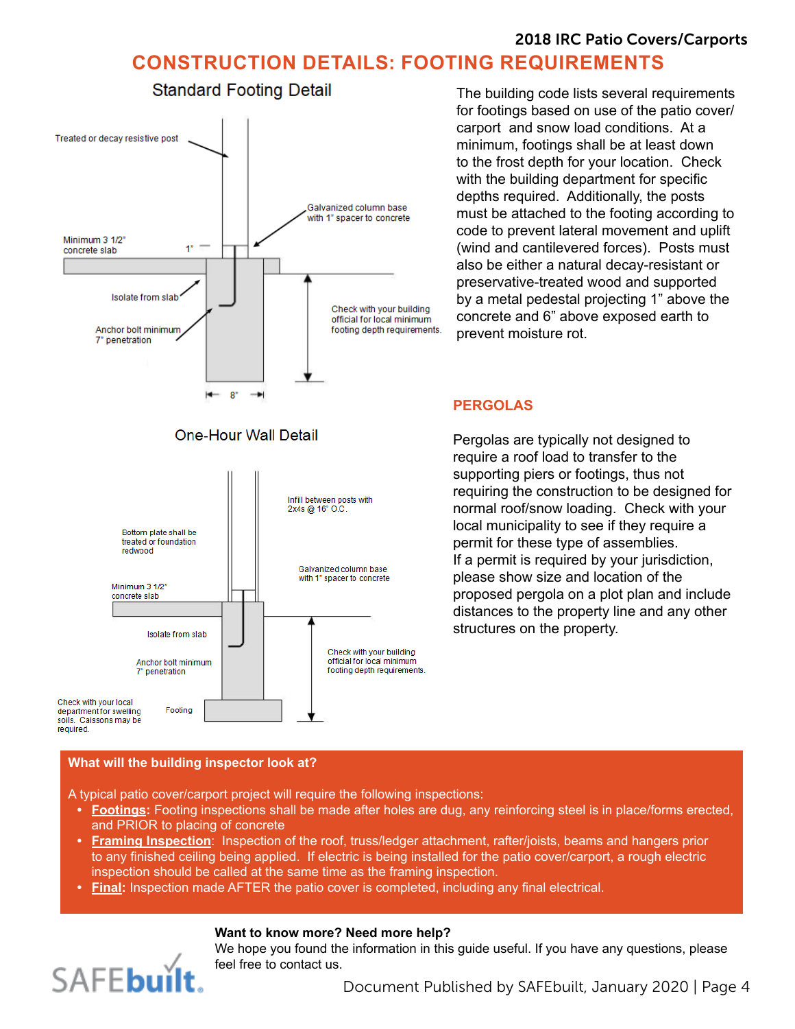# CONSTRUCTION DETAILS: FOOTING REQUIREMENTS

## Standard Footing Detail

Treated or decay resistive post

Galvanized column base with 1" spacer to concrete

Minimum 3 1/2" concrete slab

1"

Isolate from slab

Anchor bolt minimum 7" penetration

Check with your building official for local minimum footing depth requirements.

8"

The building code lists several requirements for footings based on use of the patio cover/ carport and snow load conditions. At a minimum, footings shall be at least down to the frost depth for your location. Check with the building department for specific depths required. Additionally, the posts must be attached to the footing according to code to prevent lateral movement and uplift (wind and cantilevered forces). Posts must also be either a natural decay-resistant or preservative-treated wood and supported by a metal pedestal projecting 1" above the concrete and 6" above exposed earth to prevent moisture rot.

## One-Hour Wall Detail

Infill between posts with 2x4s @ 16" O.C.

Bottom plate shall be treated or foundation redwood

Galvanized column base with 1" spacer to concrete

Minimum 3 1/2" concrete slab

Isolate from slab

Anchor bolt minimum 7" penetration

Check with your building official for local minimum footing depth requirements.

Check with your local department for swelling soils. Caissons may be required.

Footing

## PERGOLAS

Pergolas are typically not designed to require a roof load to transfer to the supporting piers or footings, thus not requiring the construction to be designed for normal roof/snow loading. Check with your local municipality to see if they require a permit for these type of assemblies.
If a permit is required by your jurisdiction, please show size and location of the proposed pergola on a plot plan and include distances to the property line and any other structures on the property.

**What will the building inspector look at?**

A typical patio cover/carport project will require the following inspections:

- **Footings**: Footing inspections shall be made after holes are dug, any reinforcing steel is in place/forms erected, and PRIOR to placing of concrete
- **Framing Inspection**: Inspection of the roof, truss/ledger attachment, rafter/joists, beams and hangers prior to any finished ceiling being applied. If electric is being installed for the patio cover/carport, a rough electric inspection should be called at the same time as the framing inspection.
- **Final**: Inspection made AFTER the patio cover is completed, including any final electrical.

**Want to know more? Need more help?**
We hope you found the information in this guide useful. If you have any questions, please feel free to contact us.

SAFEbuilt.

Document Published by SAFEbuilt, January 2020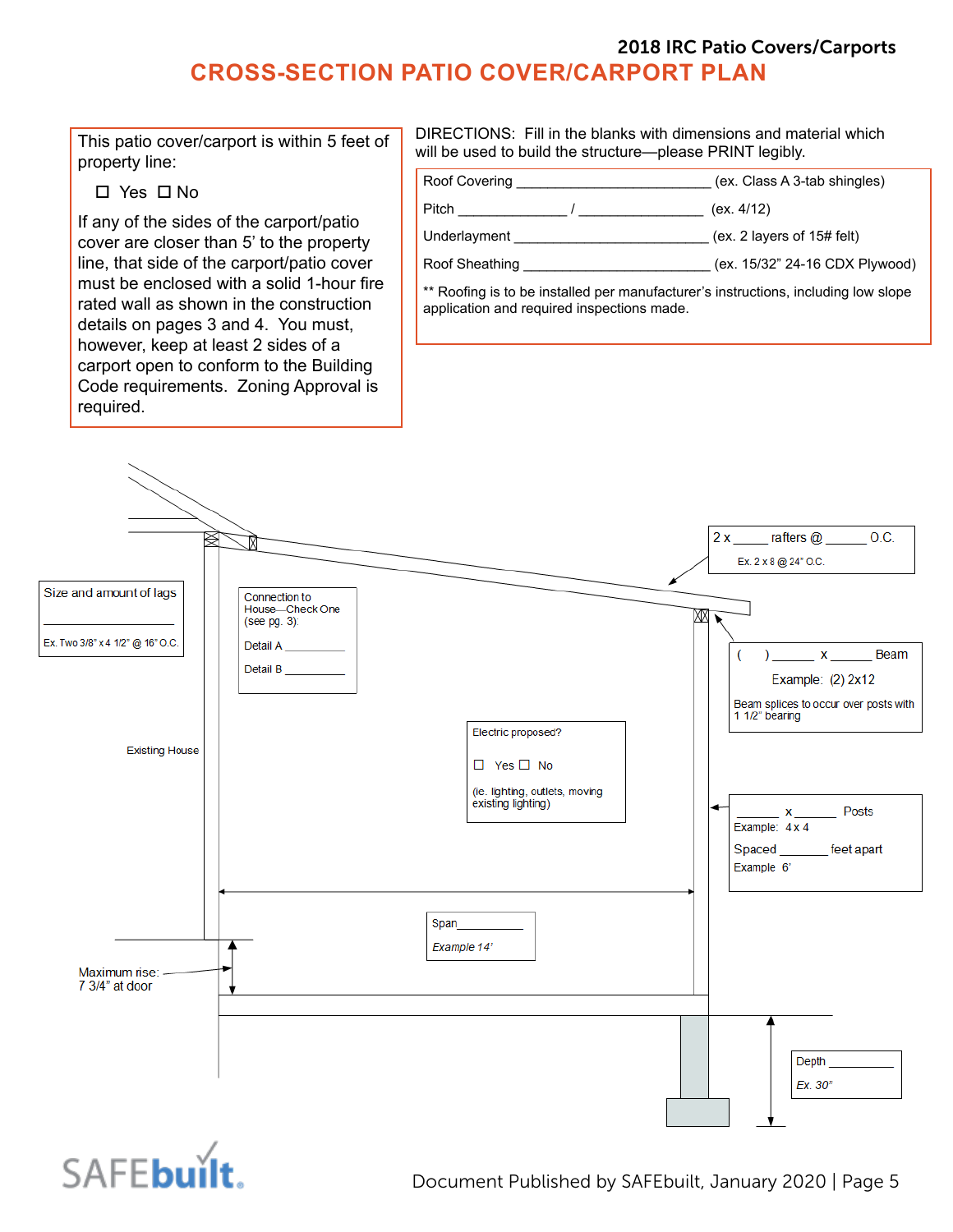# CROSS-SECTION PATIO COVER/CARPORT PLAN

This patio cover/carport is within 5 feet of property line:

☐ Yes ☐ No

If any of the sides of the carport/patio cover are closer than 5' to the property line, that side of the carport/patio cover must be enclosed with a solid 1-hour fire rated wall as shown in the construction details on pages 3 and 4. You must, however, keep at least 2 sides of a carport open to conform to the Building Code requirements. Zoning Approval is required.

DIRECTIONS: Fill in the blanks with dimensions and material which will be used to build the structure—please PRINT legibly.

Roof Covering __________________________ (ex. Class A 3-tab shingles)

Pitch _______________ / ________________ (ex. 4/12)

Underlayment __________________________ (ex. 2 layers of 15# felt)

Roof Sheathing _________________________ (ex. 15/32" 24-16 CDX Plywood)

** Roofing is to be installed per manufacturer's instructions, including low slope application and required inspections made.

2 x _____ rafters @ ______ O.C.

Ex. 2 x 8 @ 24" O.C.

Size and amount of lags

____________________

Ex. Two 3/8" x 4 1/2" @ 16" O.C.

Connection to House—Check One (see pg. 3):

Detail A ___________

Detail B ___________

( ) ______ x ______ Beam

Example: (2) 2x12

Beam splices to occur over posts with 1 1/2" bearing

Existing House

Electric proposed?

☐ Yes ☐ No

(ie. lighting, outlets, moving existing lighting)

______ x ______ Posts

Example: 4 x 4

Spaced ________ feet apart

Example 6'

Span___________

*Example 14'*

Maximum rise: 7 3/4" at door

Depth ___________

*Ex. 30"*

Document Published by SAFEbuilt, January 2020